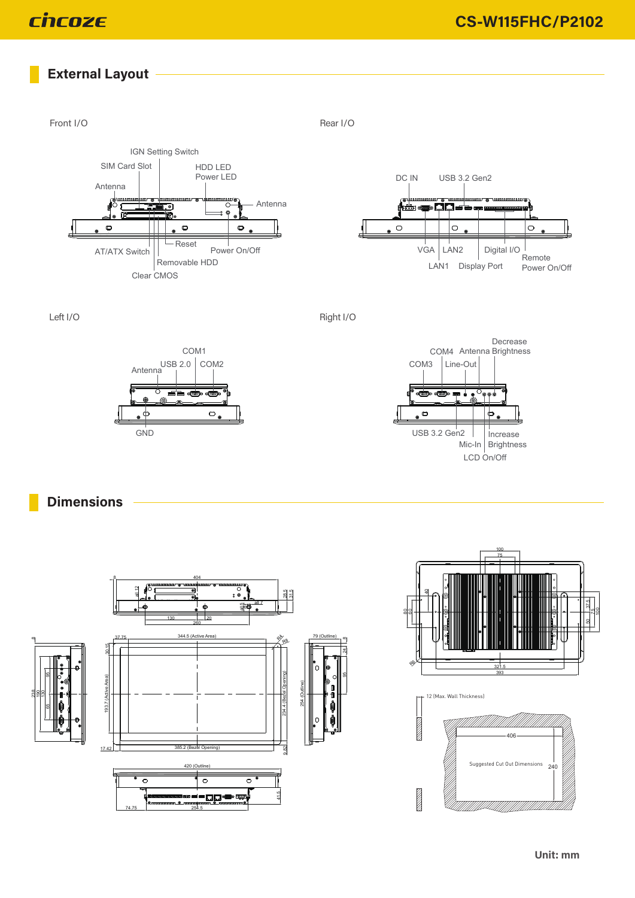## External Layout

Front I/O

IGN Setting Switch
SIM Card Slot
HDD LED
Power LED
Antenna
Antenna
Reset
Power On/Off
AT/ATX Switch
Removable HDD
Clear CMOS

Rear I/O

DC IN
USB 3.2 Gen2
VGA
LAN2
Digital I/O
Remote Power On/Off
LAN1
Display Port

Left I/O

COM1
USB 2.0
COM2
Antenna
GND

Right I/O

Decrease Brightness
COM4
Antenna
COM3
Line-Out
USB 3.2 Gen2
Increase Brightness
Mic-In
LCD On/Off

## Dimensions

12 (Max. Wall Thickness)

Suggested Cut Out Dimensions

406

240

Unit: mm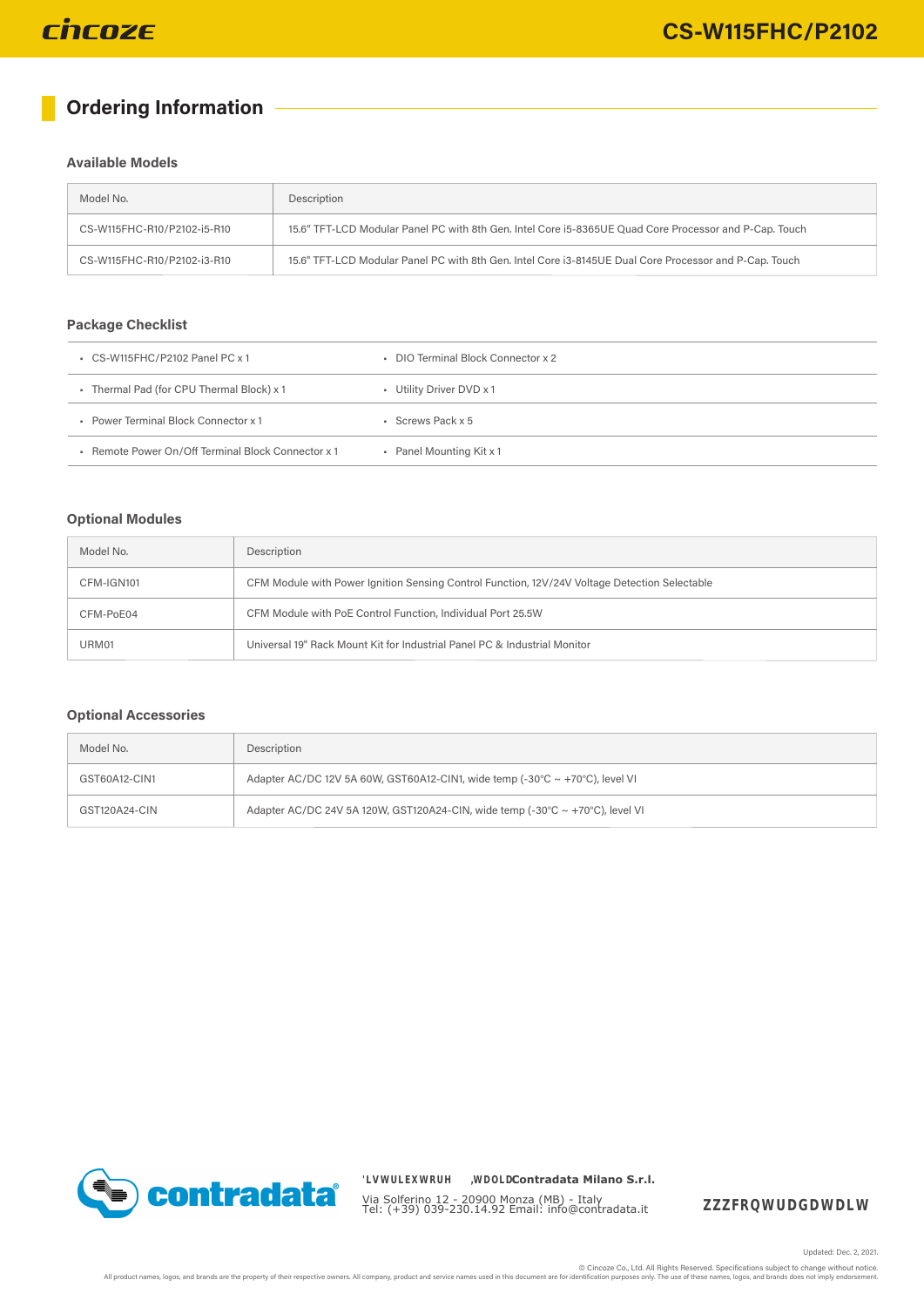## Ordering Information

### Available Models

| Model No. | Description |
|---|---|
| CS-W115FHC-R10/P2102-i5-R10 | 15.6" TFT-LCD Modular Panel PC with 8th Gen. Intel Core i5-8365UE Quad Core Processor and P-Cap. Touch |
| CS-W115FHC-R10/P2102-i3-R10 | 15.6" TFT-LCD Modular Panel PC with 8th Gen. Intel Core i3-8145UE Dual Core Processor and P-Cap. Touch |

### Package Checklist

| | |
|---|---|
| • CS-W115FHC/P2102 Panel PC x 1 | • DIO Terminal Block Connector x 2 |
| • Thermal Pad (for CPU Thermal Block) x 1 | • Utility Driver DVD x 1 |
| • Power Terminal Block Connector x 1 | • Screws Pack x 5 |
| • Remote Power On/Off Terminal Block Connector x 1 | • Panel Mounting Kit x 1 |

### Optional Modules

| Model No. | Description |
|---|---|
| CFM-IGN101 | CFM Module with Power Ignition Sensing Control Function, 12V/24V Voltage Detection Selectable |
| CFM-PoE04 | CFM Module with PoE Control Function, Individual Port 25.5W |
| URM01 | Universal 19" Rack Mount Kit for Industrial Panel PC & Industrial Monitor |

### Optional Accessories

| Model No. | Description |
|---|---|
| GST60A12-CIN1 | Adapter AC/DC 12V 5A 60W, GST60A12-CIN1, wide temp (-30°C ~ +70°C), level VI |
| GST120A24-CIN | Adapter AC/DC 24V 5A 120W, GST120A24-CIN, wide temp (-30°C ~ +70°C), level VI |

contradata

Distributore Italia: Contradata Milano S.r.l.

Via Solferino 12 - 20900 Monza (MB) - Italy
Tel: (+39) 039-230.14.92 Email: info@contradata.it

www.contradata.it

Updated: Dec. 2, 2021.

© Cincoze Co., Ltd. All Rights Reserved. Specifications subject to change without notice.
All product names, logos, and brands are the property of their respective owners. All company, product and service names used in this document are for identification purposes only. The use of these names, logos, and brands does not imply endorsement.